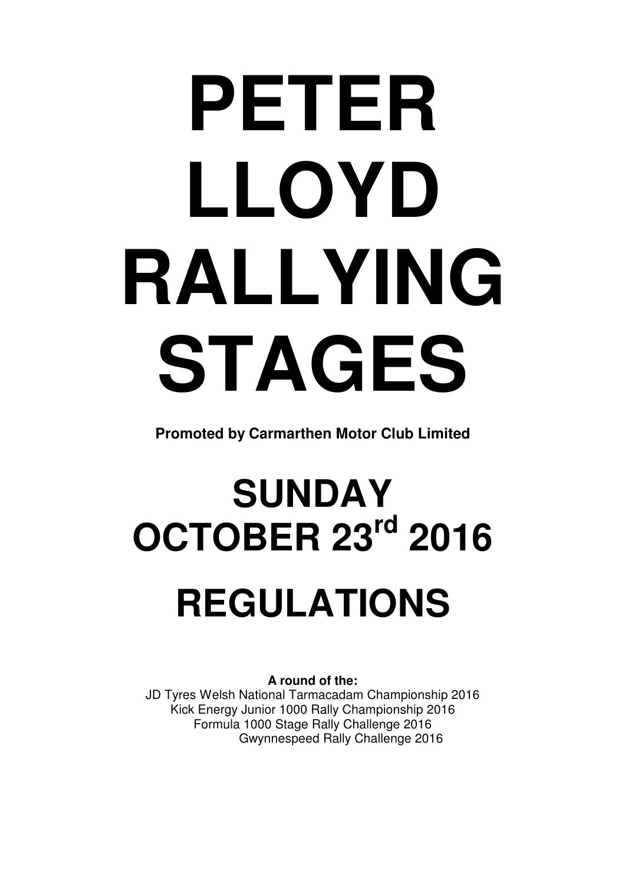# PETER LLOYD RALLYING STAGES

**Promoted by Carmarthen Motor Club Limited**

# SUNDAY OCTOBER 23rd 2016

# REGULATIONS

**A round of the:**

JD Tyres Welsh National Tarmacadam Championship 2016
Kick Energy Junior 1000 Rally Championship 2016
Formula 1000 Stage Rally Challenge 2016
Gwynnespeed Rally Challenge 2016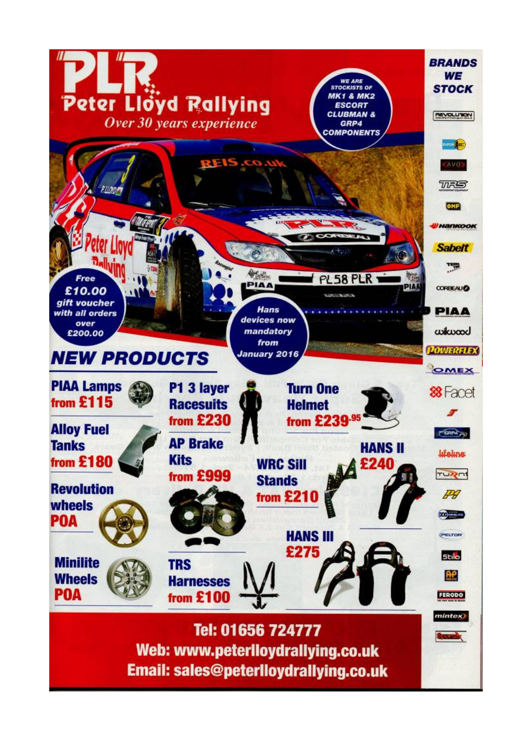# PLR Peter Lloyd Rallying

*Over 30 years experience*

**WE ARE STOCKISTS OF MK1 & MK2 ESCORT CLUBMAN & GRP4 COMPONENTS**

**Free £10.00 gift voucher with all orders over £200.00**

**Hans devices now mandatory from January 2016**

## NEW PRODUCTS

- **PIAA Lamps** from £115
- **Alloy Fuel Tanks** from £180
- **Revolution wheels** POA
- **Minilite Wheels** POA
- **P1 3 layer Racesuits** from £230
- **AP Brake Kits** from £999
- **TRS Harnesses** from £100
- **Turn One Helmet** from £239.95
- **WRC Sill Stands** from £210
- **HANS II** £240
- **HANS III** £275

## BRANDS WE STOCK

Revolution, AVO, TRS, OMP, Hankook, Sabelt, Corbeau, PIAA, Wilwood, Powerflex, Omex, Facet, GRP4, Lifeline, Turn One, P1, Pelter, Stilo, AP, Ferodo, Mintex, Sparco

**Tel: 01656 724777**
**Web: www.peterlloydrallying.co.uk**
**Email: sales@peterlloydrallying.co.uk**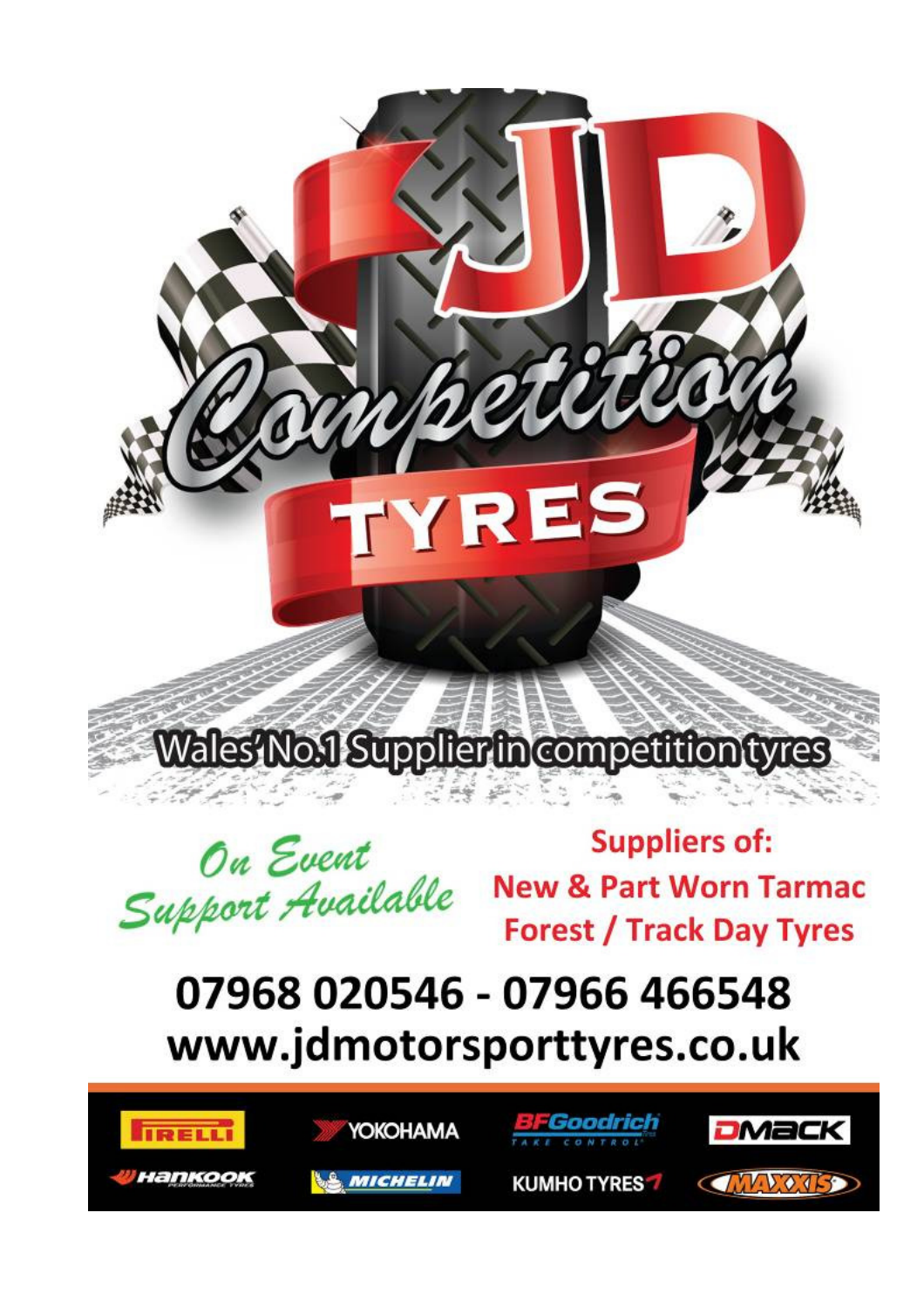# JD Competition TYRES

Wales' No.1 Supplier in competition tyres

*On Event Support Available*

**Suppliers of:**
**New & Part Worn Tarmac**
**Forest / Track Day Tyres**

## 07968 020546 - 07966 466548
## www.jdmotorsporttyres.co.uk

PIRELLI · YOKOHAMA · BFGoodrich · DMACK · Hankook · MICHELIN · KUMHO TYRES · MAXXIS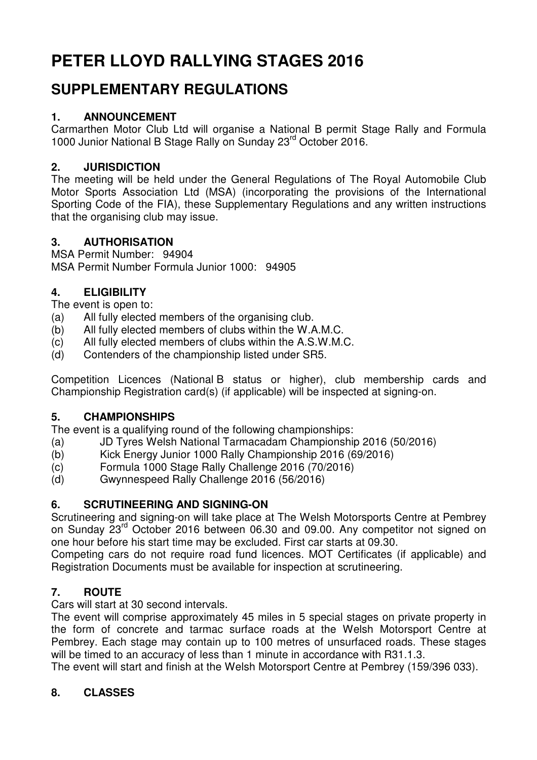# PETER LLOYD RALLYING STAGES 2016

## SUPPLEMENTARY REGULATIONS

### 1. ANNOUNCEMENT

Carmarthen Motor Club Ltd will organise a National B permit Stage Rally and Formula 1000 Junior National B Stage Rally on Sunday 23rd October 2016.

### 2. JURISDICTION

The meeting will be held under the General Regulations of The Royal Automobile Club Motor Sports Association Ltd (MSA) (incorporating the provisions of the International Sporting Code of the FIA), these Supplementary Regulations and any written instructions that the organising club may issue.

### 3. AUTHORISATION

MSA Permit Number: 94904
MSA Permit Number Formula Junior 1000: 94905

### 4. ELIGIBILITY

The event is open to:

(a) All fully elected members of the organising club.
(b) All fully elected members of clubs within the W.A.M.C.
(c) All fully elected members of clubs within the A.S.W.M.C.
(d) Contenders of the championship listed under SR5.

Competition Licences (National B status or higher), club membership cards and Championship Registration card(s) (if applicable) will be inspected at signing-on.

### 5. CHAMPIONSHIPS

The event is a qualifying round of the following championships:

(a) JD Tyres Welsh National Tarmacadam Championship 2016 (50/2016)
(b) Kick Energy Junior 1000 Rally Championship 2016 (69/2016)
(c) Formula 1000 Stage Rally Challenge 2016 (70/2016)
(d) Gwynnespeed Rally Challenge 2016 (56/2016)

### 6. SCRUTINEERING AND SIGNING-ON

Scrutineering and signing-on will take place at The Welsh Motorsports Centre at Pembrey on Sunday 23rd October 2016 between 06.30 and 09.00. Any competitor not signed on one hour before his start time may be excluded. First car starts at 09.30.

Competing cars do not require road fund licences. MOT Certificates (if applicable) and Registration Documents must be available for inspection at scrutineering.

### 7. ROUTE

Cars will start at 30 second intervals.

The event will comprise approximately 45 miles in 5 special stages on private property in the form of concrete and tarmac surface roads at the Welsh Motorsport Centre at Pembrey. Each stage may contain up to 100 metres of unsurfaced roads. These stages will be timed to an accuracy of less than 1 minute in accordance with R31.1.3.

The event will start and finish at the Welsh Motorsport Centre at Pembrey (159/396 033).

### 8. CLASSES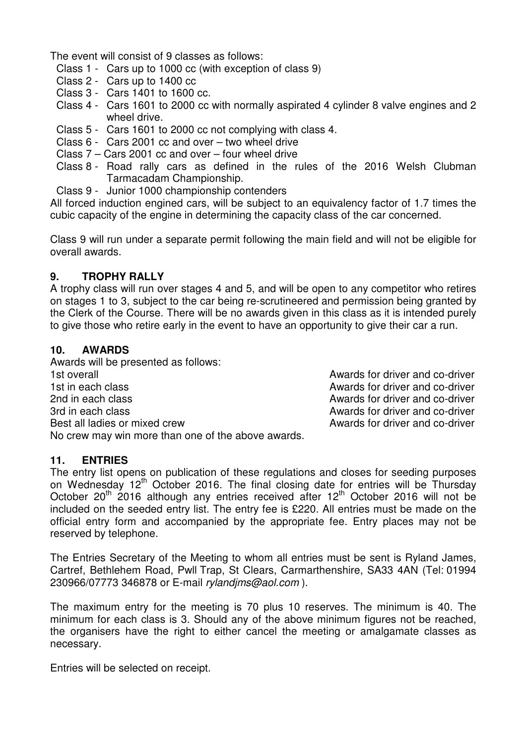The event will consist of 9 classes as follows:

- Class 1 - Cars up to 1000 cc (with exception of class 9)
- Class 2 - Cars up to 1400 cc
- Class 3 - Cars 1401 to 1600 cc.
- Class 4 - Cars 1601 to 2000 cc with normally aspirated 4 cylinder 8 valve engines and 2 wheel drive.
- Class 5 - Cars 1601 to 2000 cc not complying with class 4.
- Class 6 - Cars 2001 cc and over – two wheel drive
- Class 7 – Cars 2001 cc and over – four wheel drive
- Class 8 - Road rally cars as defined in the rules of the 2016 Welsh Clubman Tarmacadam Championship.
- Class 9 - Junior 1000 championship contenders

All forced induction engined cars, will be subject to an equivalency factor of 1.7 times the cubic capacity of the engine in determining the capacity class of the car concerned.

Class 9 will run under a separate permit following the main field and will not be eligible for overall awards.

## 9. TROPHY RALLY

A trophy class will run over stages 4 and 5, and will be open to any competitor who retires on stages 1 to 3, subject to the car being re-scrutineered and permission being granted by the Clerk of the Course. There will be no awards given in this class as it is intended purely to give those who retire early in the event to have an opportunity to give their car a run.

## 10. AWARDS

Awards will be presented as follows:

| | |
|---|---|
| 1st overall | Awards for driver and co-driver |
| 1st in each class | Awards for driver and co-driver |
| 2nd in each class | Awards for driver and co-driver |
| 3rd in each class | Awards for driver and co-driver |
| Best all ladies or mixed crew | Awards for driver and co-driver |

No crew may win more than one of the above awards.

## 11. ENTRIES

The entry list opens on publication of these regulations and closes for seeding purposes on Wednesday 12th October 2016. The final closing date for entries will be Thursday October 20th 2016 although any entries received after 12th October 2016 will not be included on the seeded entry list. The entry fee is £220. All entries must be made on the official entry form and accompanied by the appropriate fee. Entry places may not be reserved by telephone.

The Entries Secretary of the Meeting to whom all entries must be sent is Ryland James, Cartref, Bethlehem Road, Pwll Trap, St Clears, Carmarthenshire, SA33 4AN (Tel: 01994 230966/07773 346878 or E-mail *rylandjms@aol.com* ).

The maximum entry for the meeting is 70 plus 10 reserves. The minimum is 40. The minimum for each class is 3. Should any of the above minimum figures not be reached, the organisers have the right to either cancel the meeting or amalgamate classes as necessary.

Entries will be selected on receipt.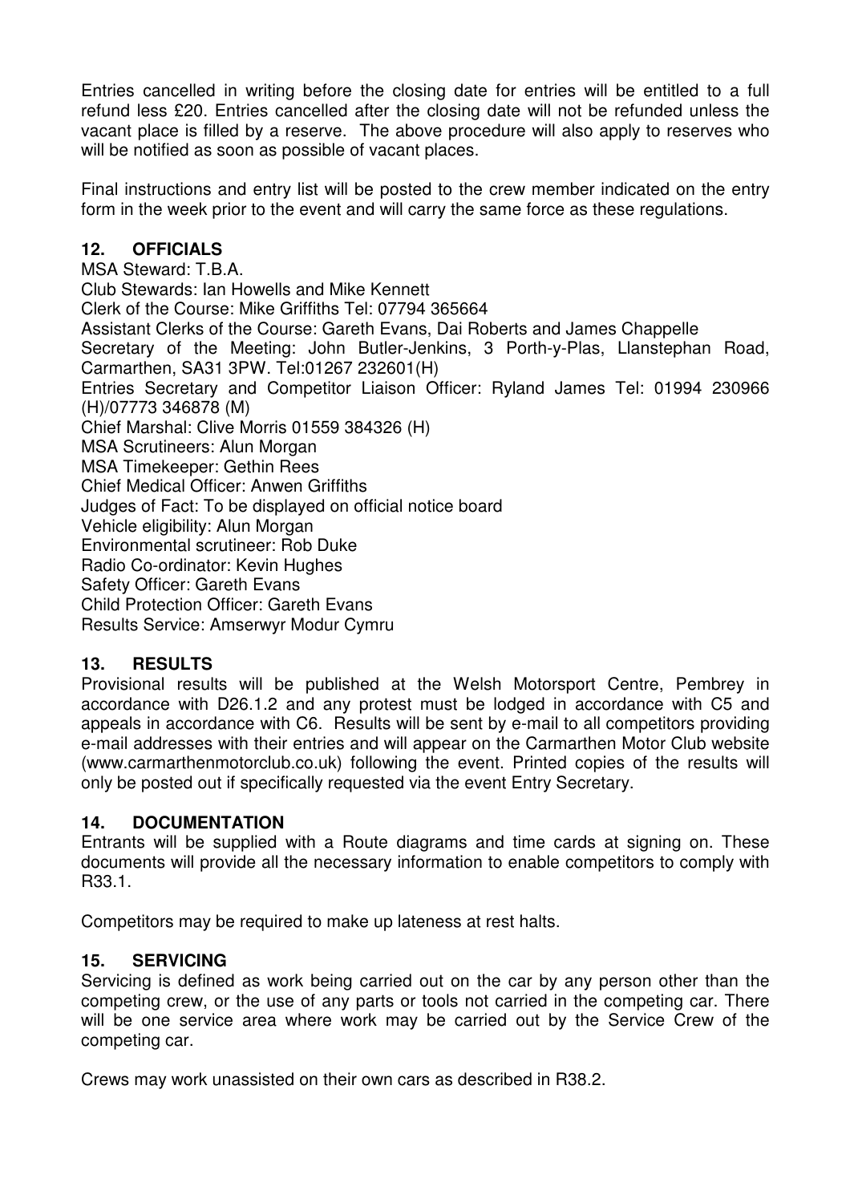Entries cancelled in writing before the closing date for entries will be entitled to a full refund less £20. Entries cancelled after the closing date will not be refunded unless the vacant place is filled by a reserve. The above procedure will also apply to reserves who will be notified as soon as possible of vacant places.

Final instructions and entry list will be posted to the crew member indicated on the entry form in the week prior to the event and will carry the same force as these regulations.

## 12. OFFICIALS

MSA Steward: T.B.A.
Club Stewards: Ian Howells and Mike Kennett
Clerk of the Course: Mike Griffiths Tel: 07794 365664
Assistant Clerks of the Course: Gareth Evans, Dai Roberts and James Chappelle
Secretary of the Meeting: John Butler-Jenkins, 3 Porth-y-Plas, Llanstephan Road, Carmarthen, SA31 3PW. Tel:01267 232601(H)
Entries Secretary and Competitor Liaison Officer: Ryland James Tel: 01994 230966 (H)/07773 346878 (M)
Chief Marshal: Clive Morris 01559 384326 (H)
MSA Scrutineers: Alun Morgan
MSA Timekeeper: Gethin Rees
Chief Medical Officer: Anwen Griffiths
Judges of Fact: To be displayed on official notice board
Vehicle eligibility: Alun Morgan
Environmental scrutineer: Rob Duke
Radio Co-ordinator: Kevin Hughes
Safety Officer: Gareth Evans
Child Protection Officer: Gareth Evans
Results Service: Amserwyr Modur Cymru

## 13. RESULTS

Provisional results will be published at the Welsh Motorsport Centre, Pembrey in accordance with D26.1.2 and any protest must be lodged in accordance with C5 and appeals in accordance with C6. Results will be sent by e-mail to all competitors providing e-mail addresses with their entries and will appear on the Carmarthen Motor Club website (www.carmarthenmotorclub.co.uk) following the event. Printed copies of the results will only be posted out if specifically requested via the event Entry Secretary.

## 14. DOCUMENTATION

Entrants will be supplied with a Route diagrams and time cards at signing on. These documents will provide all the necessary information to enable competitors to comply with R33.1.

Competitors may be required to make up lateness at rest halts.

## 15. SERVICING

Servicing is defined as work being carried out on the car by any person other than the competing crew, or the use of any parts or tools not carried in the competing car. There will be one service area where work may be carried out by the Service Crew of the competing car.

Crews may work unassisted on their own cars as described in R38.2.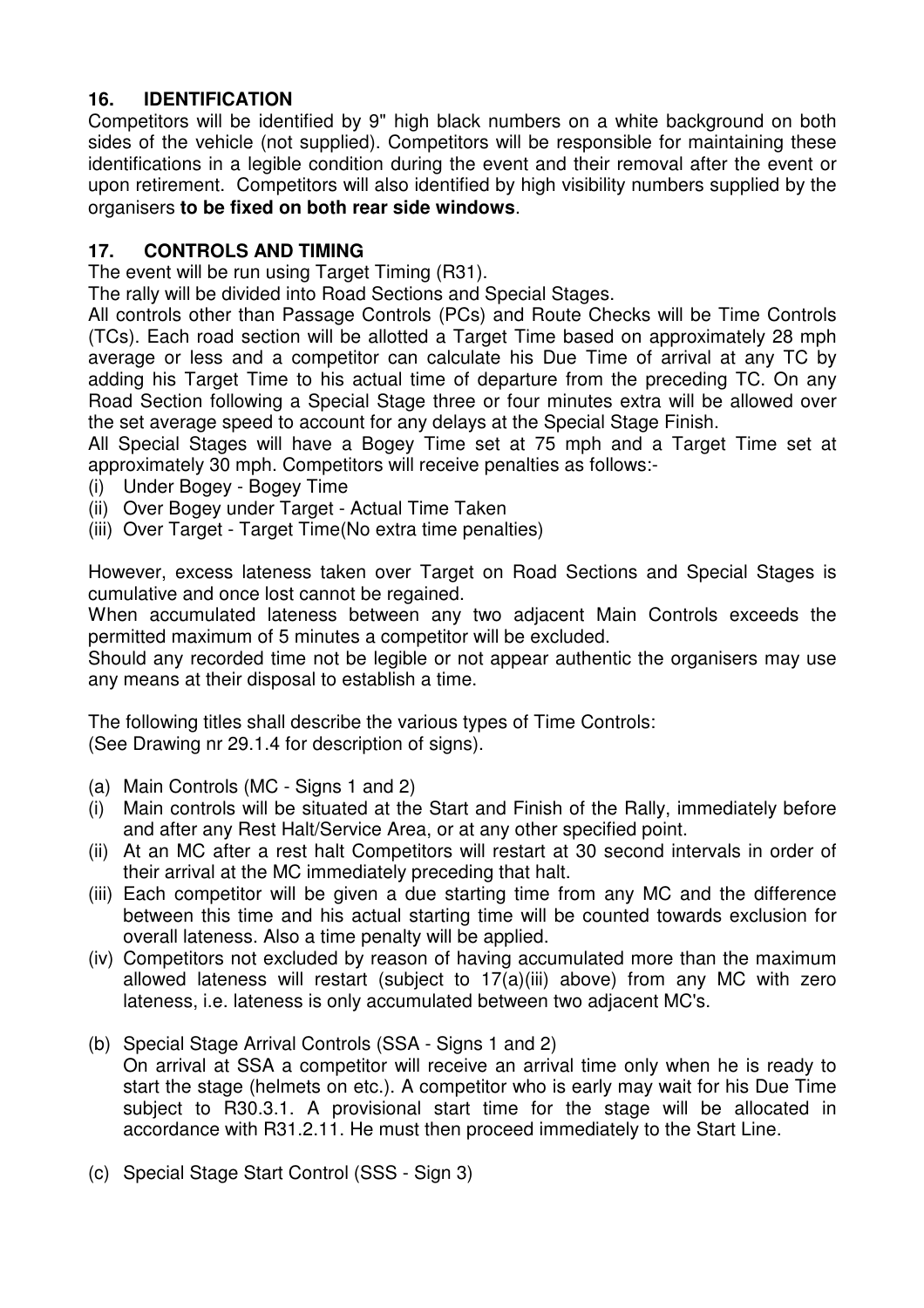## 16. IDENTIFICATION

Competitors will be identified by 9" high black numbers on a white background on both sides of the vehicle (not supplied). Competitors will be responsible for maintaining these identifications in a legible condition during the event and their removal after the event or upon retirement. Competitors will also identified by high visibility numbers supplied by the organisers **to be fixed on both rear side windows**.

## 17. CONTROLS AND TIMING

The event will be run using Target Timing (R31).

The rally will be divided into Road Sections and Special Stages.

All controls other than Passage Controls (PCs) and Route Checks will be Time Controls (TCs). Each road section will be allotted a Target Time based on approximately 28 mph average or less and a competitor can calculate his Due Time of arrival at any TC by adding his Target Time to his actual time of departure from the preceding TC. On any Road Section following a Special Stage three or four minutes extra will be allowed over the set average speed to account for any delays at the Special Stage Finish.

All Special Stages will have a Bogey Time set at 75 mph and a Target Time set at approximately 30 mph. Competitors will receive penalties as follows:-

(i) Under Bogey - Bogey Time
(ii) Over Bogey under Target - Actual Time Taken
(iii) Over Target - Target Time(No extra time penalties)

However, excess lateness taken over Target on Road Sections and Special Stages is cumulative and once lost cannot be regained.

When accumulated lateness between any two adjacent Main Controls exceeds the permitted maximum of 5 minutes a competitor will be excluded.

Should any recorded time not be legible or not appear authentic the organisers may use any means at their disposal to establish a time.

The following titles shall describe the various types of Time Controls:
(See Drawing nr 29.1.4 for description of signs).

(a) Main Controls (MC - Signs 1 and 2)

(i) Main controls will be situated at the Start and Finish of the Rally, immediately before and after any Rest Halt/Service Area, or at any other specified point.
(ii) At an MC after a rest halt Competitors will restart at 30 second intervals in order of their arrival at the MC immediately preceding that halt.
(iii) Each competitor will be given a due starting time from any MC and the difference between this time and his actual starting time will be counted towards exclusion for overall lateness. Also a time penalty will be applied.
(iv) Competitors not excluded by reason of having accumulated more than the maximum allowed lateness will restart (subject to 17(a)(iii) above) from any MC with zero lateness, i.e. lateness is only accumulated between two adjacent MC's.

(b) Special Stage Arrival Controls (SSA - Signs 1 and 2)
On arrival at SSA a competitor will receive an arrival time only when he is ready to start the stage (helmets on etc.). A competitor who is early may wait for his Due Time subject to R30.3.1. A provisional start time for the stage will be allocated in accordance with R31.2.11. He must then proceed immediately to the Start Line.

(c) Special Stage Start Control (SSS - Sign 3)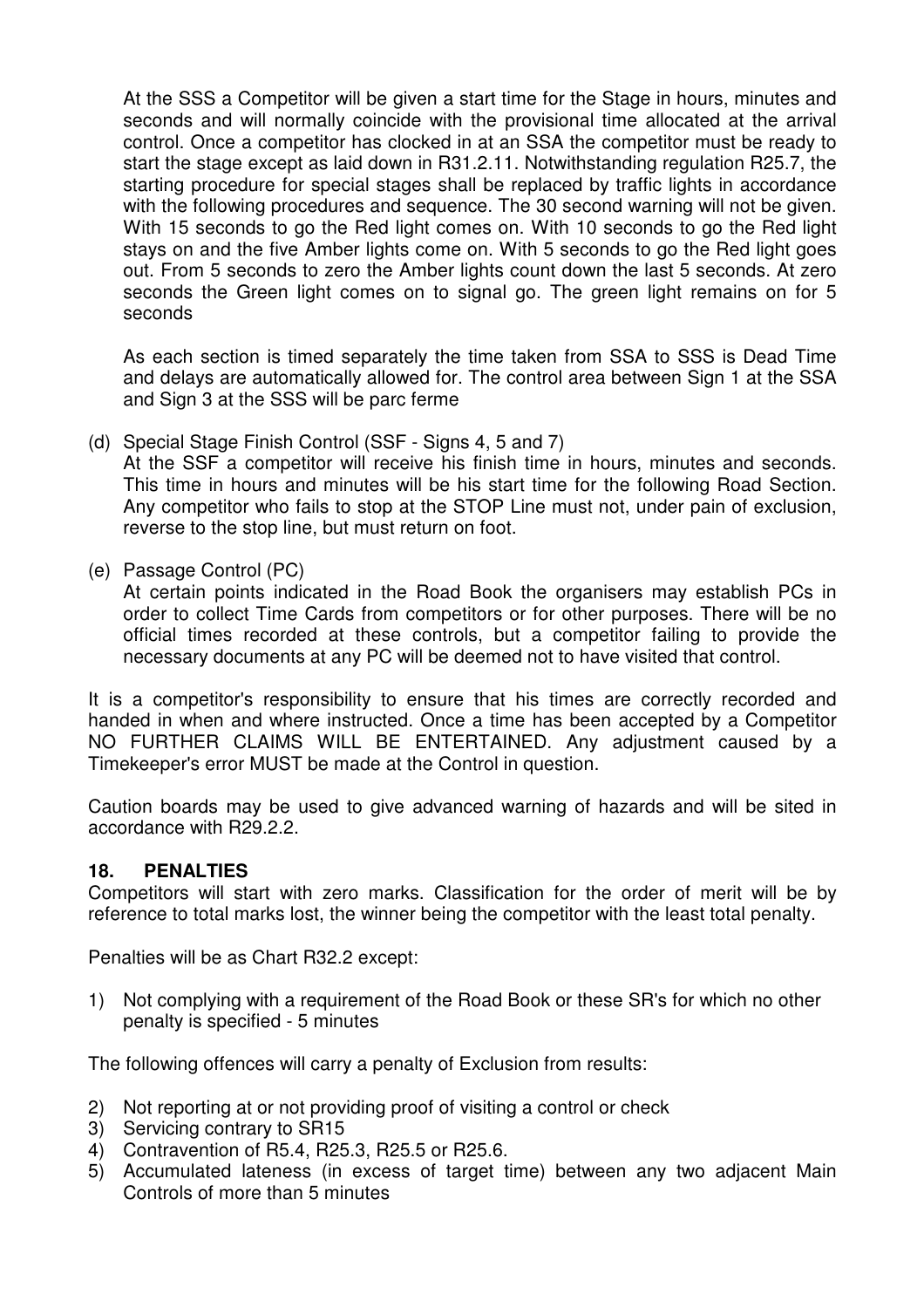At the SSS a Competitor will be given a start time for the Stage in hours, minutes and seconds and will normally coincide with the provisional time allocated at the arrival control. Once a competitor has clocked in at an SSA the competitor must be ready to start the stage except as laid down in R31.2.11. Notwithstanding regulation R25.7, the starting procedure for special stages shall be replaced by traffic lights in accordance with the following procedures and sequence. The 30 second warning will not be given. With 15 seconds to go the Red light comes on. With 10 seconds to go the Red light stays on and the five Amber lights come on. With 5 seconds to go the Red light goes out. From 5 seconds to zero the Amber lights count down the last 5 seconds. At zero seconds the Green light comes on to signal go. The green light remains on for 5 seconds

As each section is timed separately the time taken from SSA to SSS is Dead Time and delays are automatically allowed for. The control area between Sign 1 at the SSA and Sign 3 at the SSS will be parc ferme

(d) Special Stage Finish Control (SSF - Signs 4, 5 and 7)
At the SSF a competitor will receive his finish time in hours, minutes and seconds. This time in hours and minutes will be his start time for the following Road Section. Any competitor who fails to stop at the STOP Line must not, under pain of exclusion, reverse to the stop line, but must return on foot.

(e) Passage Control (PC)
At certain points indicated in the Road Book the organisers may establish PCs in order to collect Time Cards from competitors or for other purposes. There will be no official times recorded at these controls, but a competitor failing to provide the necessary documents at any PC will be deemed not to have visited that control.

It is a competitor's responsibility to ensure that his times are correctly recorded and handed in when and where instructed. Once a time has been accepted by a Competitor NO FURTHER CLAIMS WILL BE ENTERTAINED. Any adjustment caused by a Timekeeper's error MUST be made at the Control in question.

Caution boards may be used to give advanced warning of hazards and will be sited in accordance with R29.2.2.

## 18. PENALTIES

Competitors will start with zero marks. Classification for the order of merit will be by reference to total marks lost, the winner being the competitor with the least total penalty.

Penalties will be as Chart R32.2 except:

1) Not complying with a requirement of the Road Book or these SR's for which no other penalty is specified - 5 minutes

The following offences will carry a penalty of Exclusion from results:

2) Not reporting at or not providing proof of visiting a control or check
3) Servicing contrary to SR15
4) Contravention of R5.4, R25.3, R25.5 or R25.6.
5) Accumulated lateness (in excess of target time) between any two adjacent Main Controls of more than 5 minutes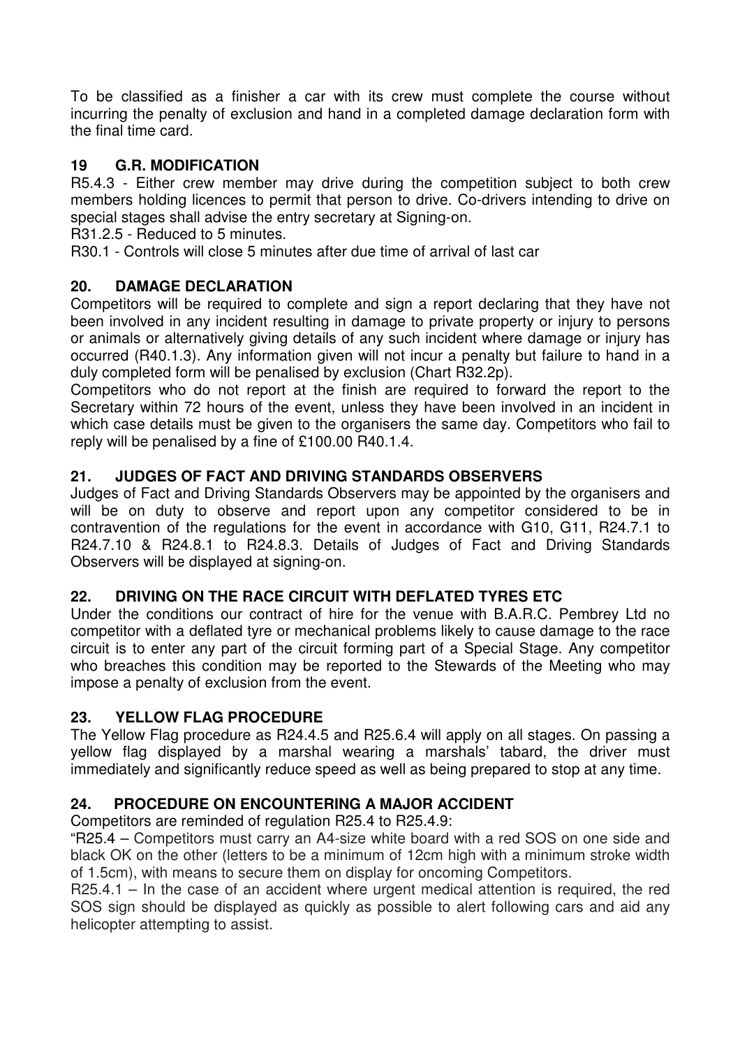To be classified as a finisher a car with its crew must complete the course without incurring the penalty of exclusion and hand in a completed damage declaration form with the final time card.

## 19 G.R. MODIFICATION

R5.4.3 - Either crew member may drive during the competition subject to both crew members holding licences to permit that person to drive. Co-drivers intending to drive on special stages shall advise the entry secretary at Signing-on.

R31.2.5 - Reduced to 5 minutes.

R30.1 - Controls will close 5 minutes after due time of arrival of last car

## 20. DAMAGE DECLARATION

Competitors will be required to complete and sign a report declaring that they have not been involved in any incident resulting in damage to private property or injury to persons or animals or alternatively giving details of any such incident where damage or injury has occurred (R40.1.3). Any information given will not incur a penalty but failure to hand in a duly completed form will be penalised by exclusion (Chart R32.2p).

Competitors who do not report at the finish are required to forward the report to the Secretary within 72 hours of the event, unless they have been involved in an incident in which case details must be given to the organisers the same day. Competitors who fail to reply will be penalised by a fine of £100.00 R40.1.4.

## 21. JUDGES OF FACT AND DRIVING STANDARDS OBSERVERS

Judges of Fact and Driving Standards Observers may be appointed by the organisers and will be on duty to observe and report upon any competitor considered to be in contravention of the regulations for the event in accordance with G10, G11, R24.7.1 to R24.7.10 & R24.8.1 to R24.8.3. Details of Judges of Fact and Driving Standards Observers will be displayed at signing-on.

## 22. DRIVING ON THE RACE CIRCUIT WITH DEFLATED TYRES ETC

Under the conditions our contract of hire for the venue with B.A.R.C. Pembrey Ltd no competitor with a deflated tyre or mechanical problems likely to cause damage to the race circuit is to enter any part of the circuit forming part of a Special Stage. Any competitor who breaches this condition may be reported to the Stewards of the Meeting who may impose a penalty of exclusion from the event.

## 23. YELLOW FLAG PROCEDURE

The Yellow Flag procedure as R24.4.5 and R25.6.4 will apply on all stages. On passing a yellow flag displayed by a marshal wearing a marshals' tabard, the driver must immediately and significantly reduce speed as well as being prepared to stop at any time.

## 24. PROCEDURE ON ENCOUNTERING A MAJOR ACCIDENT

Competitors are reminded of regulation R25.4 to R25.4.9:

"R25.4 – Competitors must carry an A4-size white board with a red SOS on one side and black OK on the other (letters to be a minimum of 12cm high with a minimum stroke width of 1.5cm), with means to secure them on display for oncoming Competitors.

R25.4.1 – In the case of an accident where urgent medical attention is required, the red SOS sign should be displayed as quickly as possible to alert following cars and aid any helicopter attempting to assist.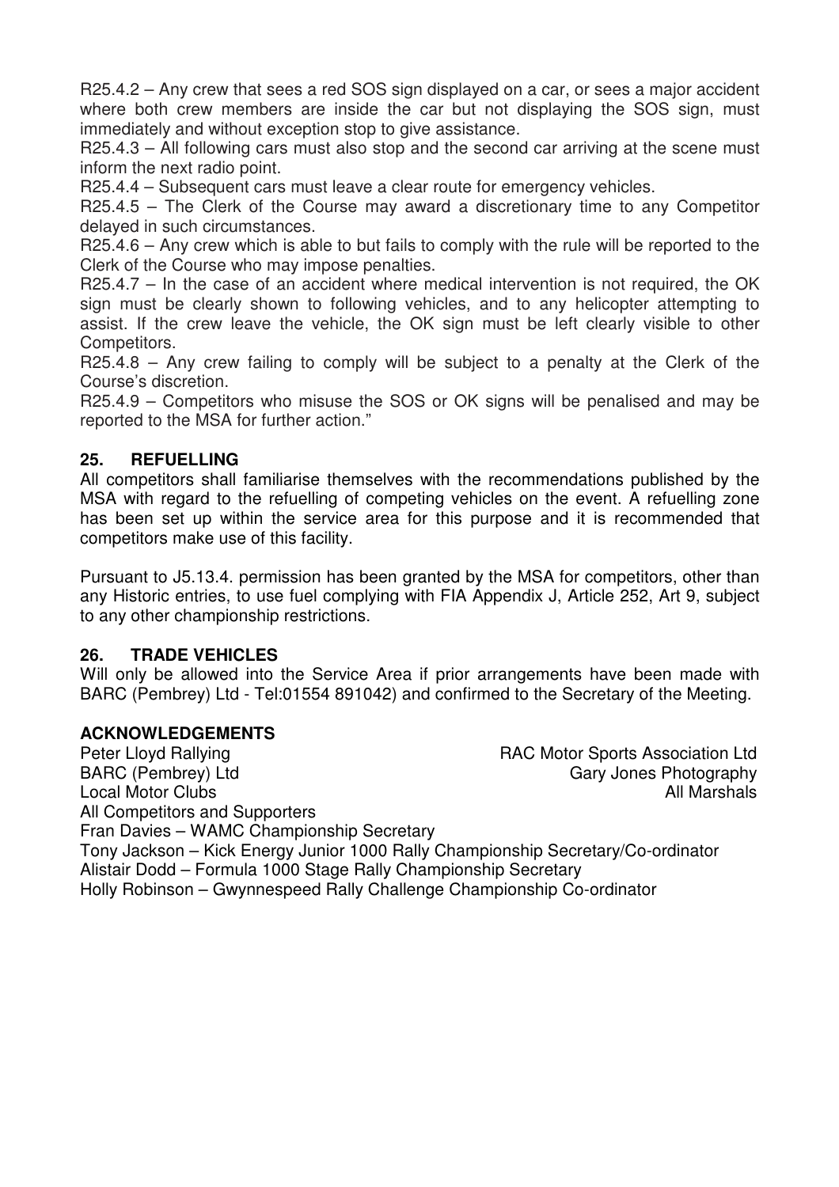R25.4.2 – Any crew that sees a red SOS sign displayed on a car, or sees a major accident where both crew members are inside the car but not displaying the SOS sign, must immediately and without exception stop to give assistance.

R25.4.3 – All following cars must also stop and the second car arriving at the scene must inform the next radio point.

R25.4.4 – Subsequent cars must leave a clear route for emergency vehicles.

R25.4.5 – The Clerk of the Course may award a discretionary time to any Competitor delayed in such circumstances.

R25.4.6 – Any crew which is able to but fails to comply with the rule will be reported to the Clerk of the Course who may impose penalties.

R25.4.7 – In the case of an accident where medical intervention is not required, the OK sign must be clearly shown to following vehicles, and to any helicopter attempting to assist. If the crew leave the vehicle, the OK sign must be left clearly visible to other Competitors.

R25.4.8 – Any crew failing to comply will be subject to a penalty at the Clerk of the Course's discretion.

R25.4.9 – Competitors who misuse the SOS or OK signs will be penalised and may be reported to the MSA for further action."

## 25. REFUELLING

All competitors shall familiarise themselves with the recommendations published by the MSA with regard to the refuelling of competing vehicles on the event. A refuelling zone has been set up within the service area for this purpose and it is recommended that competitors make use of this facility.

Pursuant to J5.13.4. permission has been granted by the MSA for competitors, other than any Historic entries, to use fuel complying with FIA Appendix J, Article 252, Art 9, subject to any other championship restrictions.

## 26. TRADE VEHICLES

Will only be allowed into the Service Area if prior arrangements have been made with BARC (Pembrey) Ltd - Tel:01554 891042) and confirmed to the Secretary of the Meeting.

## ACKNOWLEDGEMENTS

Peter Lloyd Rallying
RAC Motor Sports Association Ltd
BARC (Pembrey) Ltd
Gary Jones Photography
Local Motor Clubs
All Marshals
All Competitors and Supporters
Fran Davies – WAMC Championship Secretary
Tony Jackson – Kick Energy Junior 1000 Rally Championship Secretary/Co-ordinator
Alistair Dodd – Formula 1000 Stage Rally Championship Secretary
Holly Robinson – Gwynnespeed Rally Challenge Championship Co-ordinator